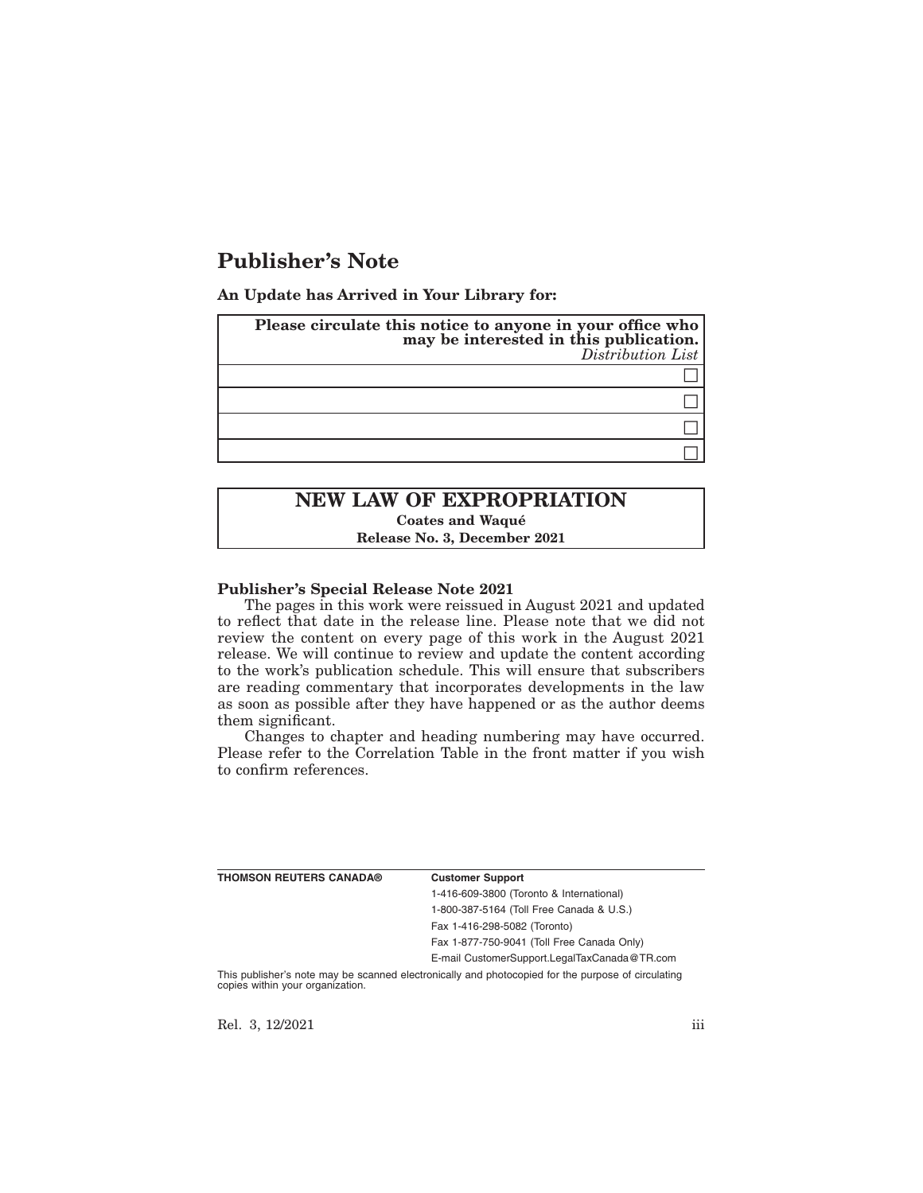# Publisher's Note

**An Update has Arrived in Your Library for:**

| **Please circulate this notice to anyone in your office who may be interested in this publication.** *Distribution List* |
|---|
| ☐ |
| ☐ |
| ☐ |
| ☐ |

## NEW LAW OF EXPROPRIATION

**Coates and Waqué**

**Release No. 3, December 2021**

**Publisher's Special Release Note 2021**

The pages in this work were reissued in August 2021 and updated to reflect that date in the release line. Please note that we did not review the content on every page of this work in the August 2021 release. We will continue to review and update the content according to the work's publication schedule. This will ensure that subscribers are reading commentary that incorporates developments in the law as soon as possible after they have happened or as the author deems them significant.

Changes to chapter and heading numbering may have occurred. Please refer to the Correlation Table in the front matter if you wish to confirm references.

**THOMSON REUTERS CANADA®**

**Customer Support**

1-416-609-3800 (Toronto & International)

1-800-387-5164 (Toll Free Canada & U.S.)

Fax 1-416-298-5082 (Toronto)

Fax 1-877-750-9041 (Toll Free Canada Only)

E-mail CustomerSupport.LegalTaxCanada@TR.com

This publisher's note may be scanned electronically and photocopied for the purpose of circulating copies within your organization.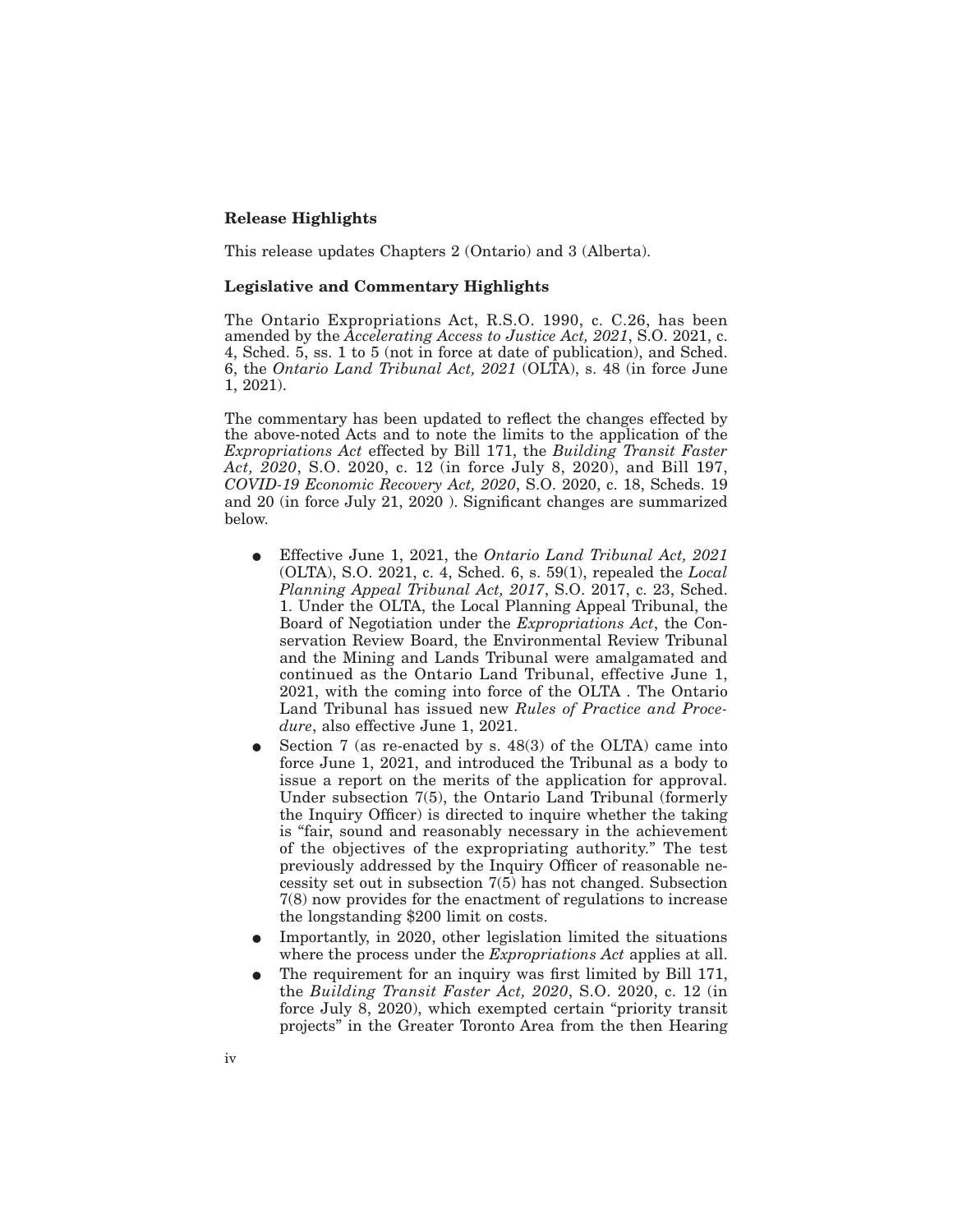**Release Highlights**

This release updates Chapters 2 (Ontario) and 3 (Alberta).

**Legislative and Commentary Highlights**

The Ontario Expropriations Act, R.S.O. 1990, c. C.26, has been amended by the *Accelerating Access to Justice Act, 2021*, S.O. 2021, c. 4, Sched. 5, ss. 1 to 5 (not in force at date of publication), and Sched. 6, the *Ontario Land Tribunal Act, 2021* (OLTA), s. 48 (in force June 1, 2021).

The commentary has been updated to reflect the changes effected by the above-noted Acts and to note the limits to the application of the *Expropriations Act* effected by Bill 171, the *Building Transit Faster Act, 2020*, S.O. 2020, c. 12 (in force July 8, 2020), and Bill 197, *COVID-19 Economic Recovery Act, 2020*, S.O. 2020, c. 18, Scheds. 19 and 20 (in force July 21, 2020 ). Significant changes are summarized below.

- Effective June 1, 2021, the *Ontario Land Tribunal Act, 2021* (OLTA), S.O. 2021, c. 4, Sched. 6, s. 59(1), repealed the *Local Planning Appeal Tribunal Act, 2017*, S.O. 2017, c. 23, Sched. 1. Under the OLTA, the Local Planning Appeal Tribunal, the Board of Negotiation under the *Expropriations Act*, the Conservation Review Board, the Environmental Review Tribunal and the Mining and Lands Tribunal were amalgamated and continued as the Ontario Land Tribunal, effective June 1, 2021, with the coming into force of the OLTA . The Ontario Land Tribunal has issued new *Rules of Practice and Procedure*, also effective June 1, 2021.
- Section 7 (as re-enacted by s. 48(3) of the OLTA) came into force June 1, 2021, and introduced the Tribunal as a body to issue a report on the merits of the application for approval. Under subsection 7(5), the Ontario Land Tribunal (formerly the Inquiry Officer) is directed to inquire whether the taking is "fair, sound and reasonably necessary in the achievement of the objectives of the expropriating authority." The test previously addressed by the Inquiry Officer of reasonable necessity set out in subsection 7(5) has not changed. Subsection 7(8) now provides for the enactment of regulations to increase the longstanding $200 limit on costs.
- Importantly, in 2020, other legislation limited the situations where the process under the *Expropriations Act* applies at all.
- The requirement for an inquiry was first limited by Bill 171, the *Building Transit Faster Act, 2020*, S.O. 2020, c. 12 (in force July 8, 2020), which exempted certain "priority transit projects" in the Greater Toronto Area from the then Hearing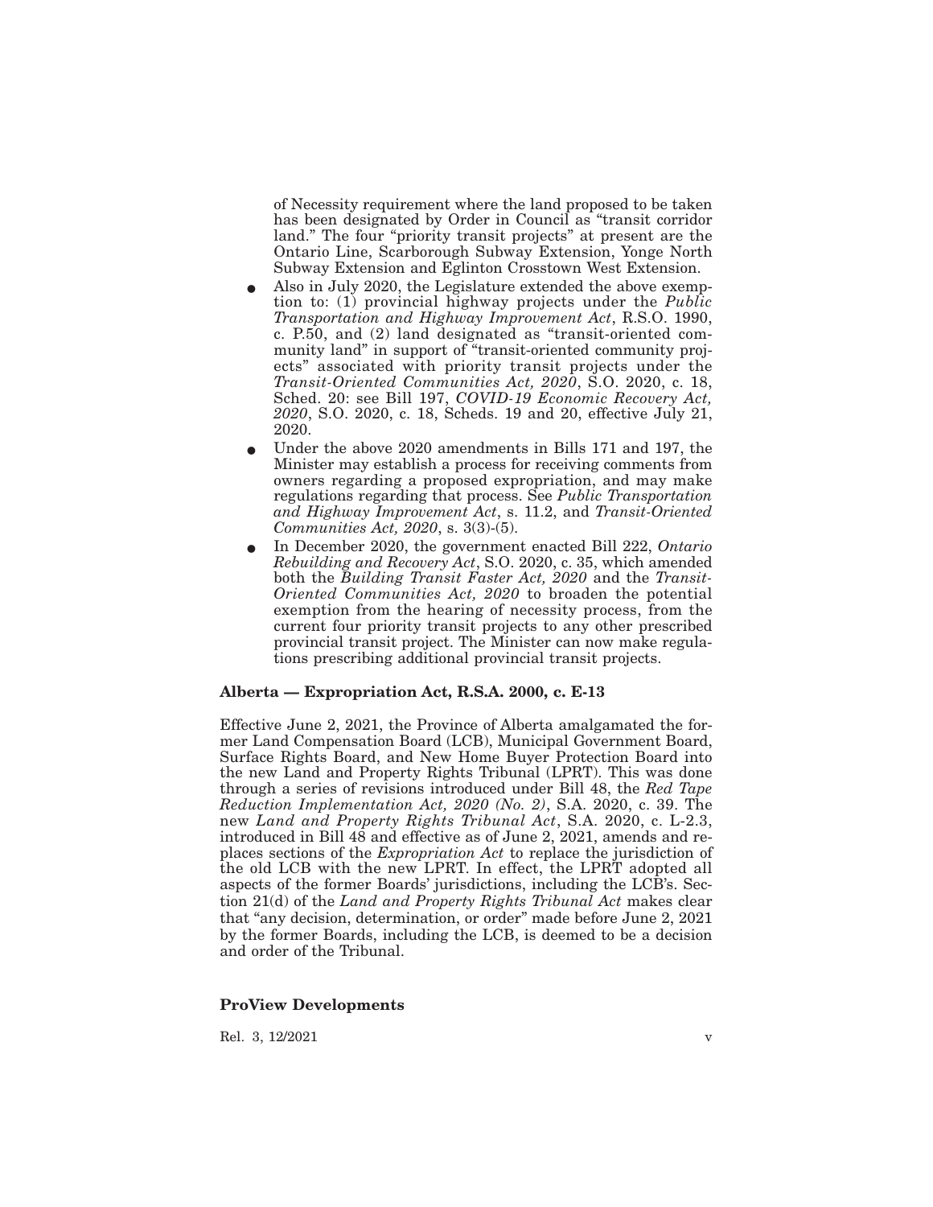of Necessity requirement where the land proposed to be taken has been designated by Order in Council as "transit corridor land." The four "priority transit projects" at present are the Ontario Line, Scarborough Subway Extension, Yonge North Subway Extension and Eglinton Crosstown West Extension.

- Also in July 2020, the Legislature extended the above exemption to: (1) provincial highway projects under the *Public Transportation and Highway Improvement Act*, R.S.O. 1990, c. P.50, and (2) land designated as "transit-oriented community land" in support of "transit-oriented community projects" associated with priority transit projects under the *Transit-Oriented Communities Act, 2020*, S.O. 2020, c. 18, Sched. 20: see Bill 197, *COVID-19 Economic Recovery Act, 2020*, S.O. 2020, c. 18, Scheds. 19 and 20, effective July 21, 2020.
- Under the above 2020 amendments in Bills 171 and 197, the Minister may establish a process for receiving comments from owners regarding a proposed expropriation, and may make regulations regarding that process. See *Public Transportation and Highway Improvement Act*, s. 11.2, and *Transit-Oriented Communities Act, 2020*, s. 3(3)-(5).
- In December 2020, the government enacted Bill 222, *Ontario Rebuilding and Recovery Act*, S.O. 2020, c. 35, which amended both the *Building Transit Faster Act, 2020* and the *Transit-Oriented Communities Act, 2020* to broaden the potential exemption from the hearing of necessity process, from the current four priority transit projects to any other prescribed provincial transit project. The Minister can now make regulations prescribing additional provincial transit projects.

**Alberta — Expropriation Act, R.S.A. 2000, c. E-13**

Effective June 2, 2021, the Province of Alberta amalgamated the former Land Compensation Board (LCB), Municipal Government Board, Surface Rights Board, and New Home Buyer Protection Board into the new Land and Property Rights Tribunal (LPRT). This was done through a series of revisions introduced under Bill 48, the *Red Tape Reduction Implementation Act, 2020 (No. 2)*, S.A. 2020, c. 39. The new *Land and Property Rights Tribunal Act*, S.A. 2020, c. L-2.3, introduced in Bill 48 and effective as of June 2, 2021, amends and replaces sections of the *Expropriation Act* to replace the jurisdiction of the old LCB with the new LPRT. In effect, the LPRT adopted all aspects of the former Boards' jurisdictions, including the LCB's. Section 21(d) of the *Land and Property Rights Tribunal Act* makes clear that "any decision, determination, or order" made before June 2, 2021 by the former Boards, including the LCB, is deemed to be a decision and order of the Tribunal.

**ProView Developments**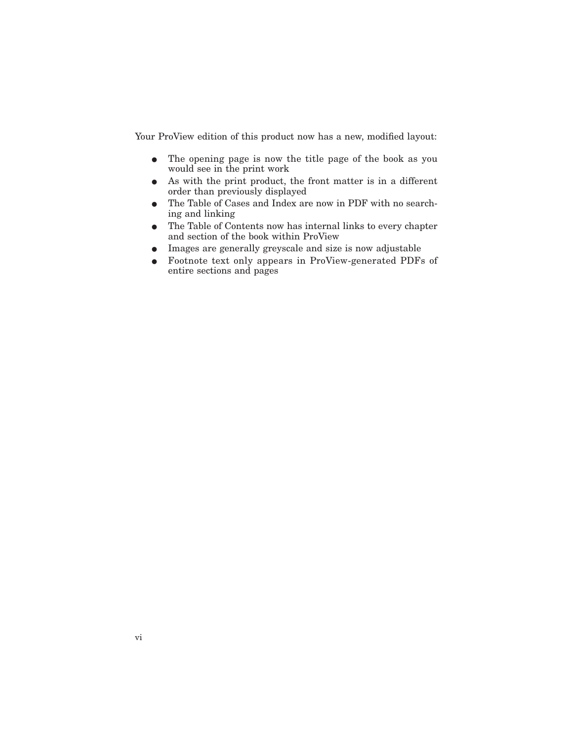Your ProView edition of this product now has a new, modified layout:

- The opening page is now the title page of the book as you would see in the print work
- As with the print product, the front matter is in a different order than previously displayed
- The Table of Cases and Index are now in PDF with no searching and linking
- The Table of Contents now has internal links to every chapter and section of the book within ProView
- Images are generally greyscale and size is now adjustable
- Footnote text only appears in ProView-generated PDFs of entire sections and pages